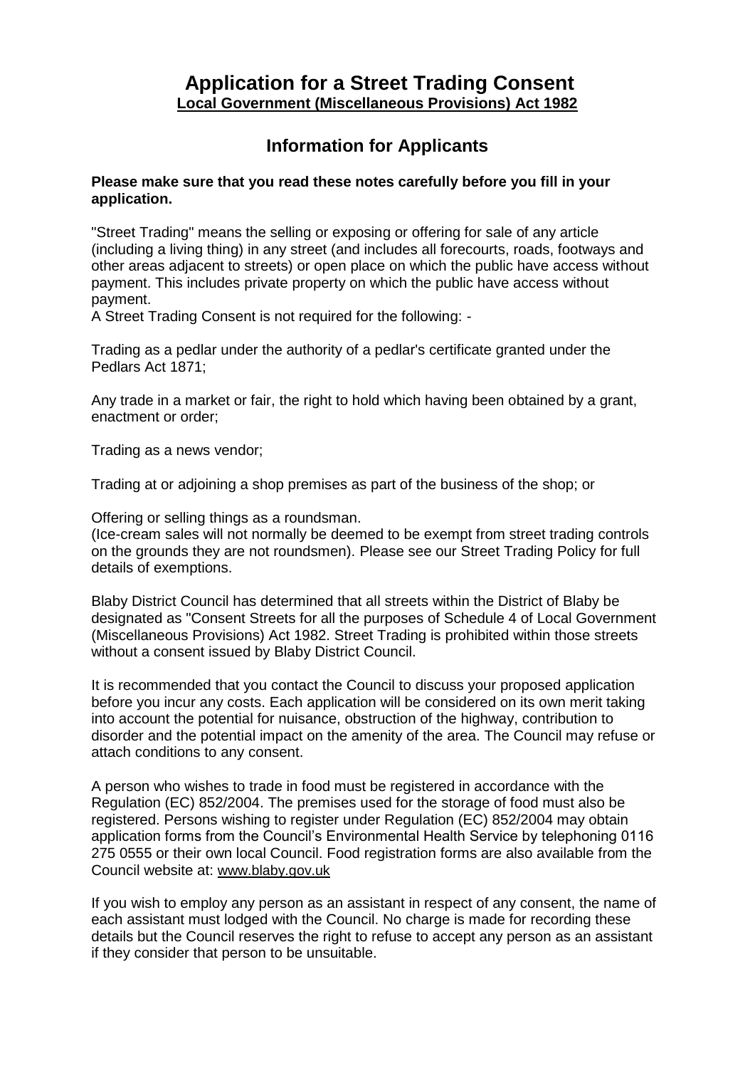# Application for a Street Trading Consent

**Local Government (Miscellaneous Provisions) Act 1982**

## Information for Applicants

**Please make sure that you read these notes carefully before you fill in your application.**

"Street Trading" means the selling or exposing or offering for sale of any article (including a living thing) in any street (and includes all forecourts, roads, footways and other areas adjacent to streets) or open place on which the public have access without payment. This includes private property on which the public have access without payment.

A Street Trading Consent is not required for the following: -

Trading as a pedlar under the authority of a pedlar's certificate granted under the Pedlars Act 1871;

Any trade in a market or fair, the right to hold which having been obtained by a grant, enactment or order;

Trading as a news vendor;

Trading at or adjoining a shop premises as part of the business of the shop; or

Offering or selling things as a roundsman.

(Ice-cream sales will not normally be deemed to be exempt from street trading controls on the grounds they are not roundsmen). Please see our Street Trading Policy for full details of exemptions.

Blaby District Council has determined that all streets within the District of Blaby be designated as "Consent Streets for all the purposes of Schedule 4 of Local Government (Miscellaneous Provisions) Act 1982. Street Trading is prohibited within those streets without a consent issued by Blaby District Council.

It is recommended that you contact the Council to discuss your proposed application before you incur any costs. Each application will be considered on its own merit taking into account the potential for nuisance, obstruction of the highway, contribution to disorder and the potential impact on the amenity of the area. The Council may refuse or attach conditions to any consent.

A person who wishes to trade in food must be registered in accordance with the Regulation (EC) 852/2004. The premises used for the storage of food must also be registered. Persons wishing to register under Regulation (EC) 852/2004 may obtain application forms from the Council's Environmental Health Service by telephoning 0116 275 0555 or their own local Council. Food registration forms are also available from the Council website at: www.blaby.gov.uk

If you wish to employ any person as an assistant in respect of any consent, the name of each assistant must lodged with the Council. No charge is made for recording these details but the Council reserves the right to refuse to accept any person as an assistant if they consider that person to be unsuitable.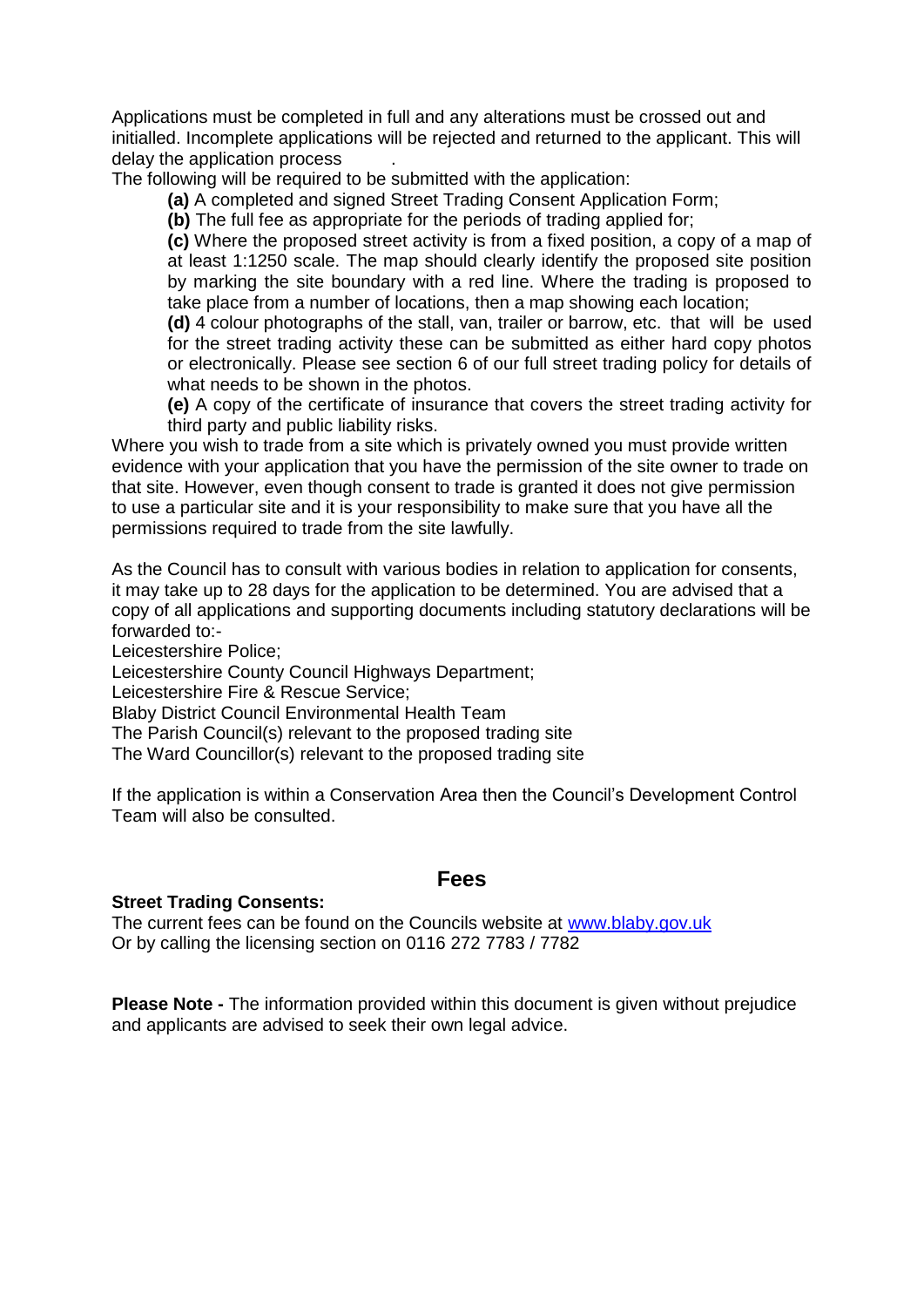Applications must be completed in full and any alterations must be crossed out and initialled. Incomplete applications will be rejected and returned to the applicant. This will delay the application process .

The following will be required to be submitted with the application:

**(a)** A completed and signed Street Trading Consent Application Form;

**(b)** The full fee as appropriate for the periods of trading applied for;

**(c)** Where the proposed street activity is from a fixed position, a copy of a map of at least 1:1250 scale. The map should clearly identify the proposed site position by marking the site boundary with a red line. Where the trading is proposed to take place from a number of locations, then a map showing each location;

**(d)** 4 colour photographs of the stall, van, trailer or barrow, etc. that will be used for the street trading activity these can be submitted as either hard copy photos or electronically. Please see section 6 of our full street trading policy for details of what needs to be shown in the photos.

**(e)** A copy of the certificate of insurance that covers the street trading activity for third party and public liability risks.

Where you wish to trade from a site which is privately owned you must provide written evidence with your application that you have the permission of the site owner to trade on that site. However, even though consent to trade is granted it does not give permission to use a particular site and it is your responsibility to make sure that you have all the permissions required to trade from the site lawfully.

As the Council has to consult with various bodies in relation to application for consents, it may take up to 28 days for the application to be determined. You are advised that a copy of all applications and supporting documents including statutory declarations will be forwarded to:-

Leicestershire Police;
Leicestershire County Council Highways Department;
Leicestershire Fire & Rescue Service;
Blaby District Council Environmental Health Team
The Parish Council(s) relevant to the proposed trading site
The Ward Councillor(s) relevant to the proposed trading site

If the application is within a Conservation Area then the Council's Development Control Team will also be consulted.

## Fees

**Street Trading Consents:**

The current fees can be found on the Councils website at [www.blaby.gov.uk](http://www.blaby.gov.uk)
Or by calling the licensing section on 0116 272 7783 / 7782

**Please Note -** The information provided within this document is given without prejudice and applicants are advised to seek their own legal advice.